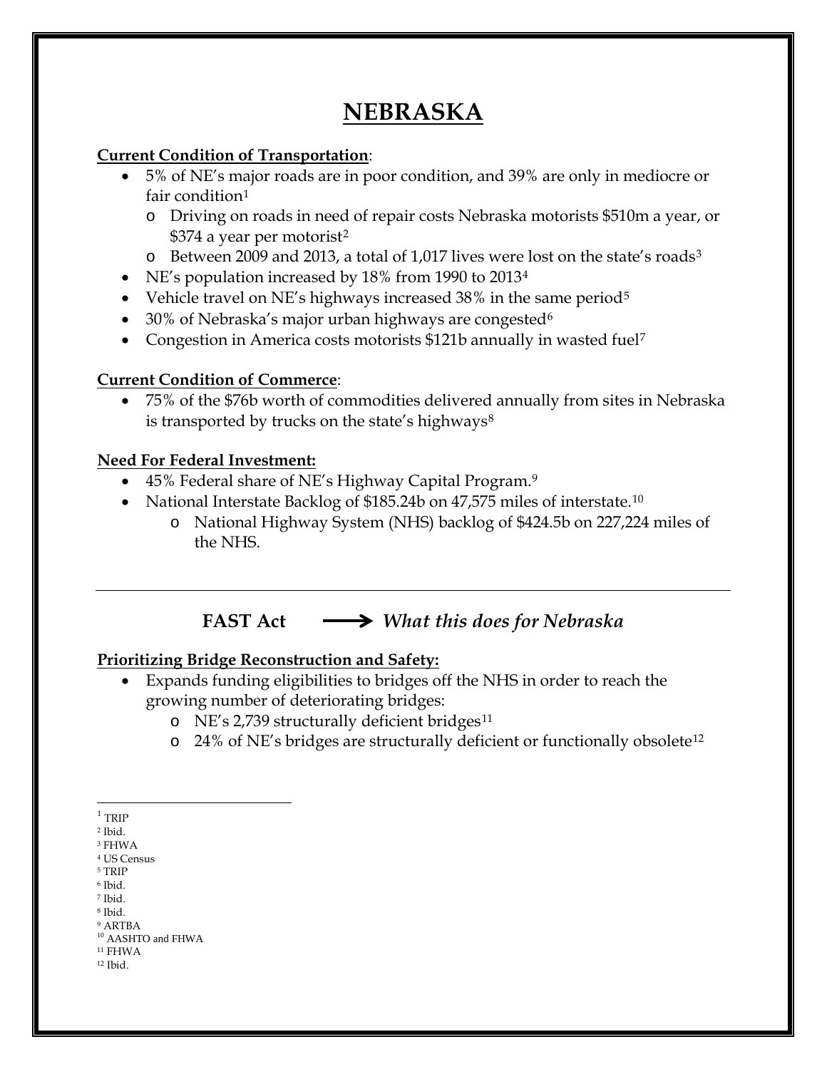# NEBRASKA

**Current Condition of Transportation**:

- 5% of NE's major roads are in poor condition, and 39% are only in mediocre or fair condition[1]
  - Driving on roads in need of repair costs Nebraska motorists $510m a year, or $374 a year per motorist[2]
  - Between 2009 and 2013, a total of 1,017 lives were lost on the state's roads[3]
- NE's population increased by 18% from 1990 to 2013[4]
- Vehicle travel on NE's highways increased 38% in the same period[5]
- 30% of Nebraska's major urban highways are congested[6]
- Congestion in America costs motorists $121b annually in wasted fuel[7]

**Current Condition of Commerce**:

- 75% of the $76b worth of commodities delivered annually from sites in Nebraska is transported by trucks on the state's highways[8]

**Need For Federal Investment:**

- 45% Federal share of NE's Highway Capital Program.[9]
- National Interstate Backlog of $185.24b on 47,575 miles of interstate.[10]
  - National Highway System (NHS) backlog of $424.5b on 227,224 miles of the NHS.

---

## FAST Act ⟶ *What this does for Nebraska*

**Prioritizing Bridge Reconstruction and Safety:**

- Expands funding eligibilities to bridges off the NHS in order to reach the growing number of deteriorating bridges:
  - NE's 2,739 structurally deficient bridges[11]
  - 24% of NE's bridges are structurally deficient or functionally obsolete[12]

---

[1] TRIP
[2] Ibid.
[3] FHWA
[4] US Census
[5] TRIP
[6] Ibid.
[7] Ibid.
[8] Ibid.
[9] ARTBA
[10] AASHTO and FHWA
[11] FHWA
[12] Ibid.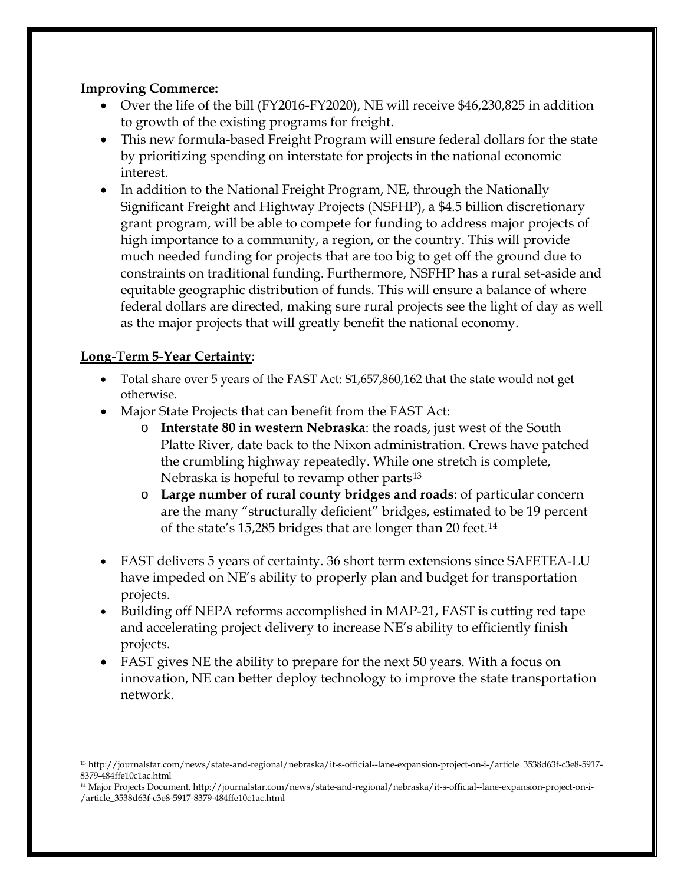**Improving Commerce:**

- Over the life of the bill (FY2016-FY2020), NE will receive $46,230,825 in addition to growth of the existing programs for freight.
- This new formula-based Freight Program will ensure federal dollars for the state by prioritizing spending on interstate for projects in the national economic interest.
- In addition to the National Freight Program, NE, through the Nationally Significant Freight and Highway Projects (NSFHP), a $4.5 billion discretionary grant program, will be able to compete for funding to address major projects of high importance to a community, a region, or the country. This will provide much needed funding for projects that are too big to get off the ground due to constraints on traditional funding. Furthermore, NSFHP has a rural set-aside and equitable geographic distribution of funds. This will ensure a balance of where federal dollars are directed, making sure rural projects see the light of day as well as the major projects that will greatly benefit the national economy.

**Long-Term 5-Year Certainty**:

- Total share over 5 years of the FAST Act: $1,657,860,162 that the state would not get otherwise.
- Major State Projects that can benefit from the FAST Act:
  - **Interstate 80 in western Nebraska**: the roads, just west of the South Platte River, date back to the Nixon administration. Crews have patched the crumbling highway repeatedly. While one stretch is complete, Nebraska is hopeful to revamp other parts[13]
  - **Large number of rural county bridges and roads**: of particular concern are the many "structurally deficient" bridges, estimated to be 19 percent of the state's 15,285 bridges that are longer than 20 feet.[14]
- FAST delivers 5 years of certainty. 36 short term extensions since SAFETEA-LU have impeded on NE's ability to properly plan and budget for transportation projects.
- Building off NEPA reforms accomplished in MAP-21, FAST is cutting red tape and accelerating project delivery to increase NE's ability to efficiently finish projects.
- FAST gives NE the ability to prepare for the next 50 years. With a focus on innovation, NE can better deploy technology to improve the state transportation network.

---

[13] http://journalstar.com/news/state-and-regional/nebraska/it-s-official--lane-expansion-project-on-i-/article_3538d63f-c3e8-5917-8379-484ffe10c1ac.html

[14] Major Projects Document, http://journalstar.com/news/state-and-regional/nebraska/it-s-official--lane-expansion-project-on-i-/article_3538d63f-c3e8-5917-8379-484ffe10c1ac.html